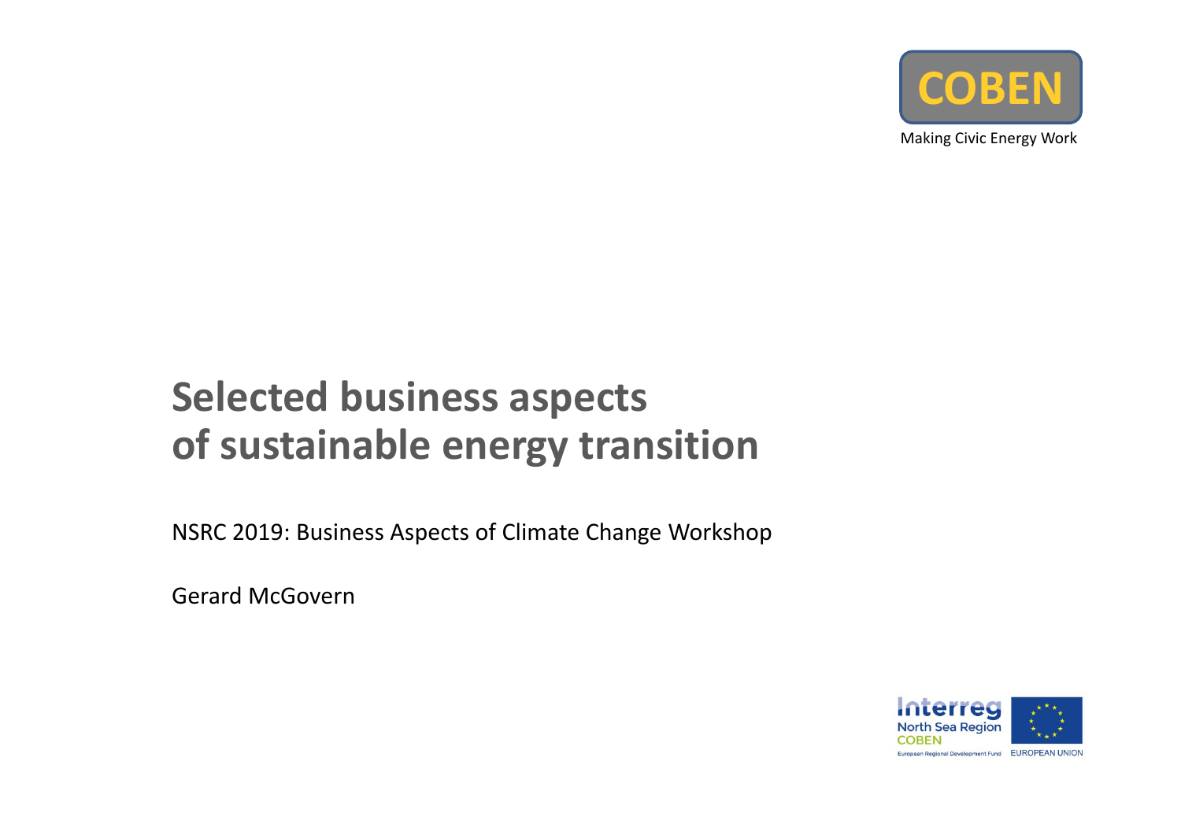COBEN

Making Civic Energy Work

# Selected business aspects of sustainable energy transition

NSRC 2019: Business Aspects of Climate Change Workshop

Gerard McGovern

Interreg North Sea Region COBEN

European Regional Development Fund

EUROPEAN UNION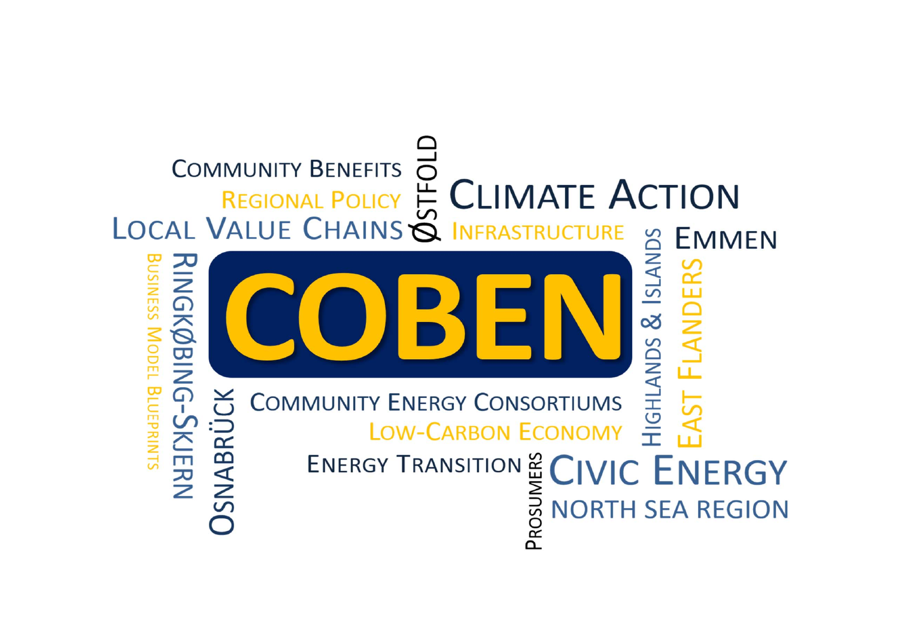Community Benefits

Regional Policy

Local Value Chains

Østfold

Climate Action

Infrastructure

Highlands & Islands

Emmen

East Flanders

Business Model Blueprints

Ringkøbing-Skjern

# COBEN

Osnabrück

Community Energy Consortiums

Low-Carbon Economy

Energy Transition

Prosumers

Civic Energy

North Sea Region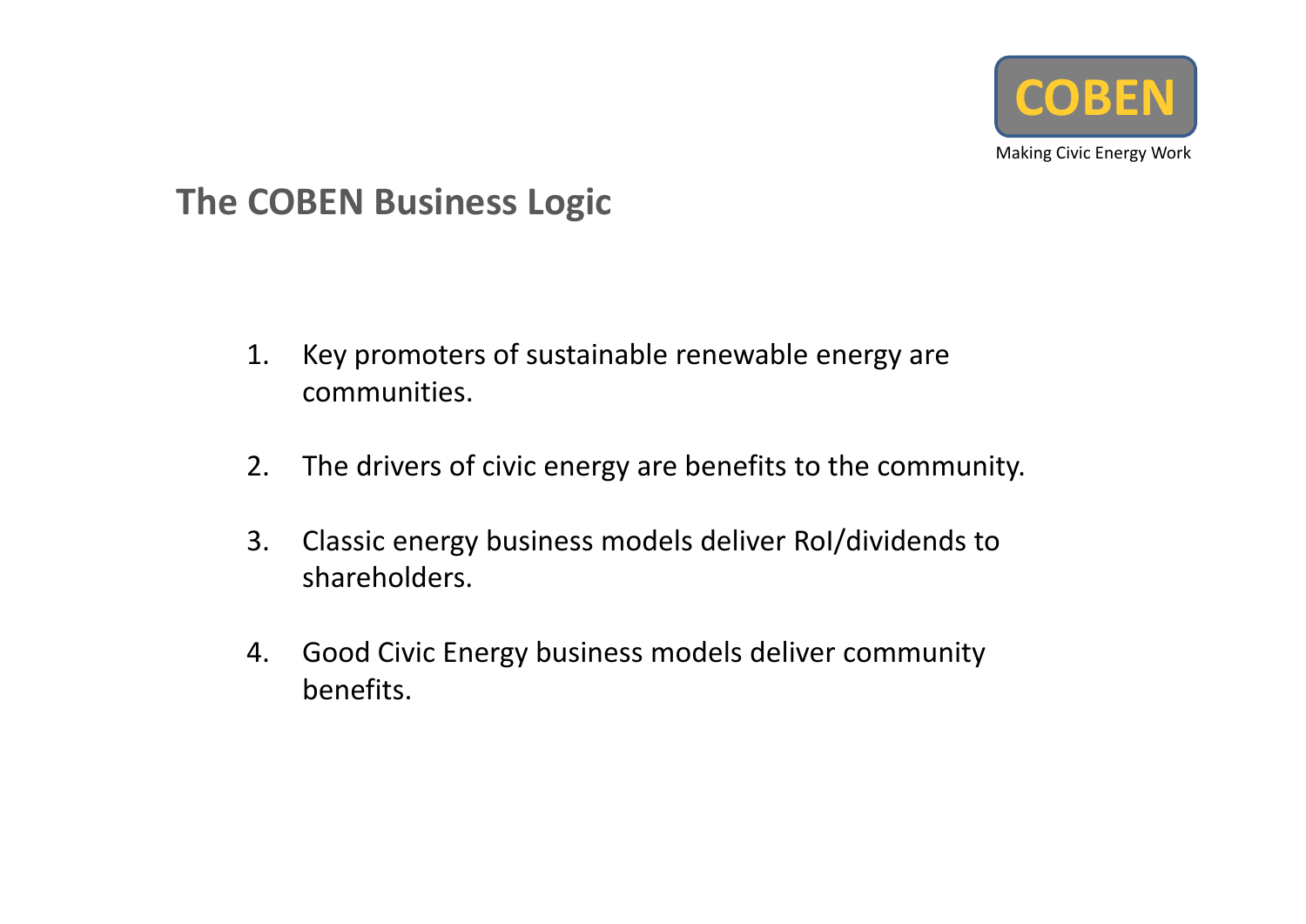COBEN

Making Civic Energy Work

## The COBEN Business Logic

1. Key promoters of sustainable renewable energy are communities.
2. The drivers of civic energy are benefits to the community.
3. Classic energy business models deliver RoI/dividends to shareholders.
4. Good Civic Energy business models deliver community benefits.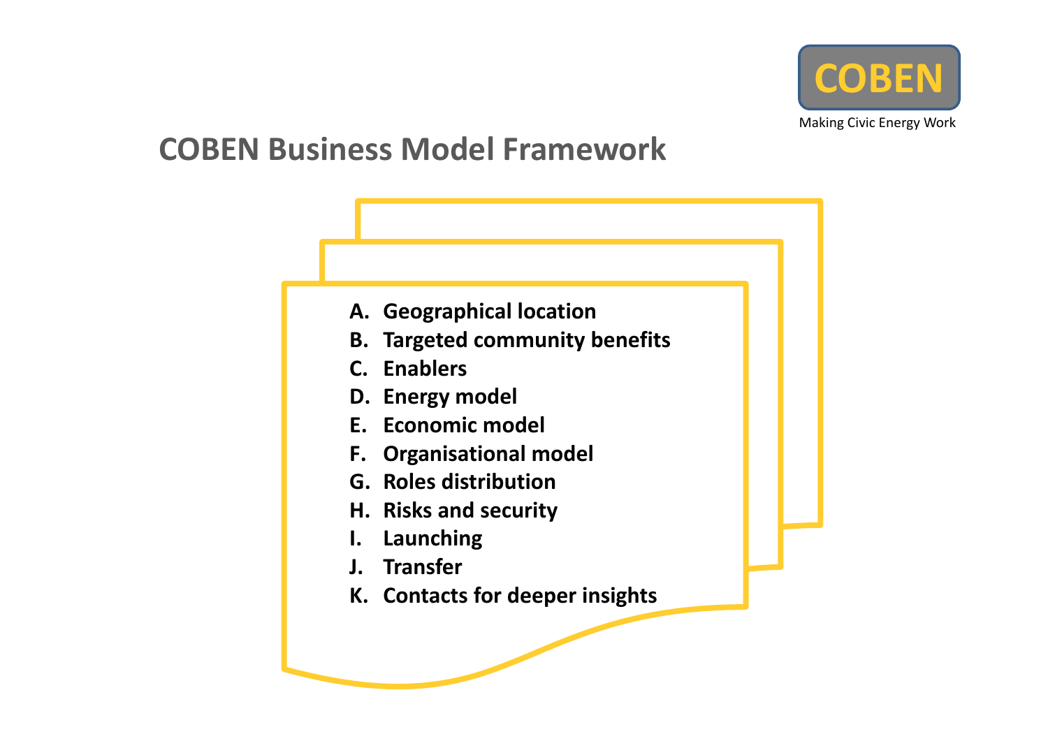COBEN

Making Civic Energy Work

# COBEN Business Model Framework

A. **Geographical location**
B. **Targeted community benefits**
C. **Enablers**
D. **Energy model**
E. **Economic model**
F. **Organisational model**
G. **Roles distribution**
H. **Risks and security**
I. **Launching**
J. **Transfer**
K. **Contacts for deeper insights**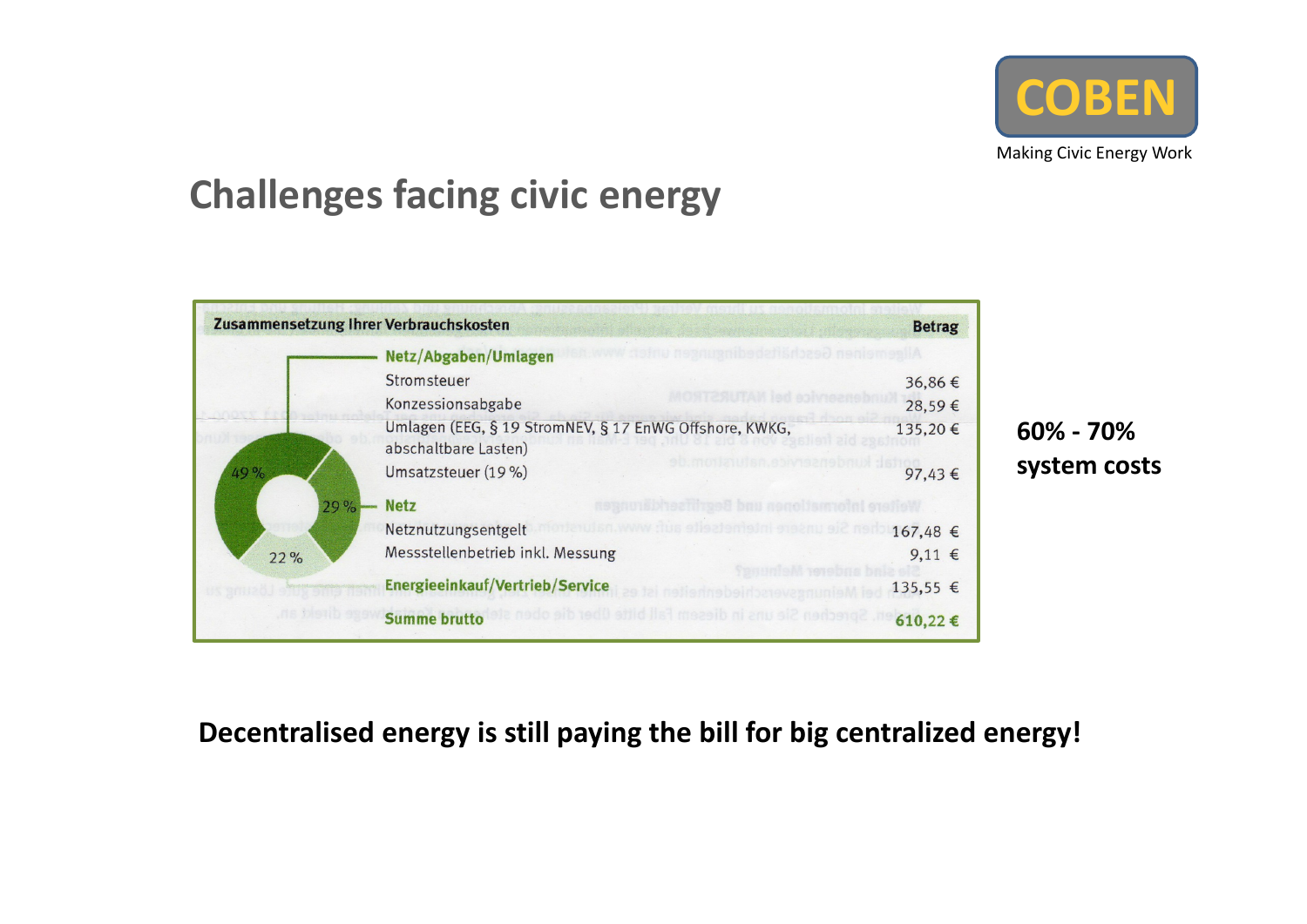COBEN

Making Civic Energy Work

## Challenges facing civic energy

| Zusammensetzung Ihrer Verbrauchskosten | Betrag |
| --- | --- |
| **Netz/Abgaben/Umlagen** (49 %) | |
| Stromsteuer | 36,86 € |
| Konzessionsabgabe | 28,59 € |
| Umlagen (EEG, § 19 StromNEV, § 17 EnWG Offshore, KWKG, abschaltbare Lasten) | 135,20 € |
| Umsatzsteuer (19 %) | 97,43 € |
| **Netz** (29 %) | |
| Netznutzungsentgelt | 167,48 € |
| Messstellenbetrieb inkl. Messung | 9,11 € |
| **Energieeinkauf/Vertrieb/Service** (22 %) | 135,55 € |
| **Summe brutto** | **610,22 €** |

**60% - 70% system costs**

**Decentralised energy is still paying the bill for big centralized energy!**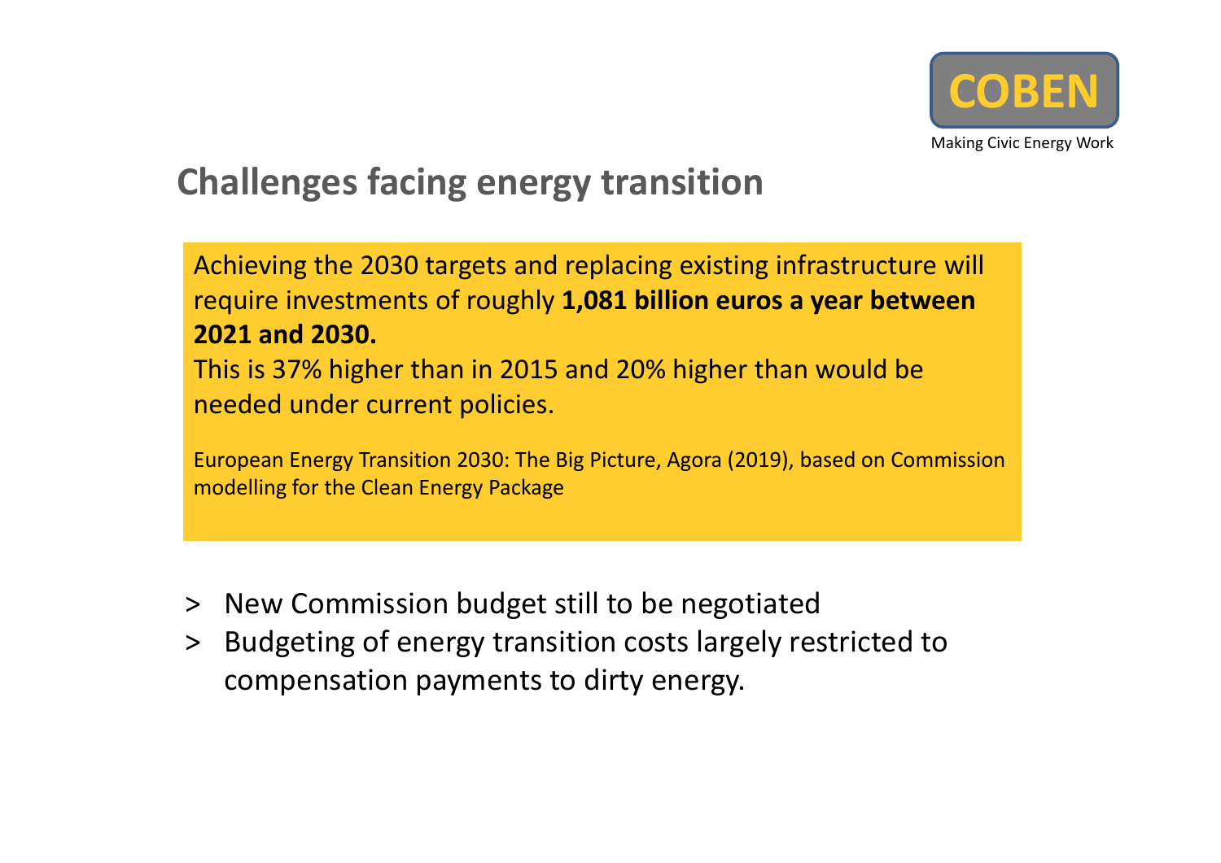COBEN

Making Civic Energy Work

## Challenges facing energy transition

Achieving the 2030 targets and replacing existing infrastructure will require investments of roughly **1,081 billion euros a year between 2021 and 2030.**
This is 37% higher than in 2015 and 20% higher than would be needed under current policies.

European Energy Transition 2030: The Big Picture, Agora (2019), based on Commission modelling for the Clean Energy Package

> New Commission budget still to be negotiated
> Budgeting of energy transition costs largely restricted to compensation payments to dirty energy.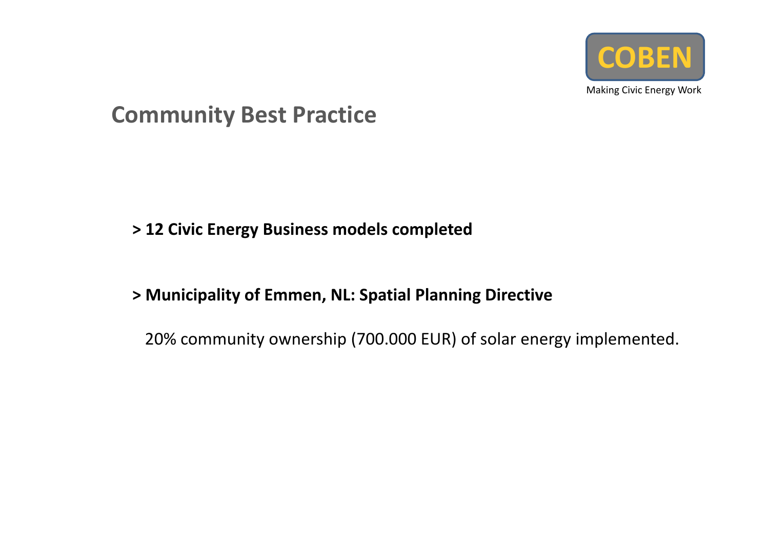COBEN

Making Civic Energy Work

## Community Best Practice

**> 12 Civic Energy Business models completed**

**> Municipality of Emmen, NL: Spatial Planning Directive**

20% community ownership (700.000 EUR) of solar energy implemented.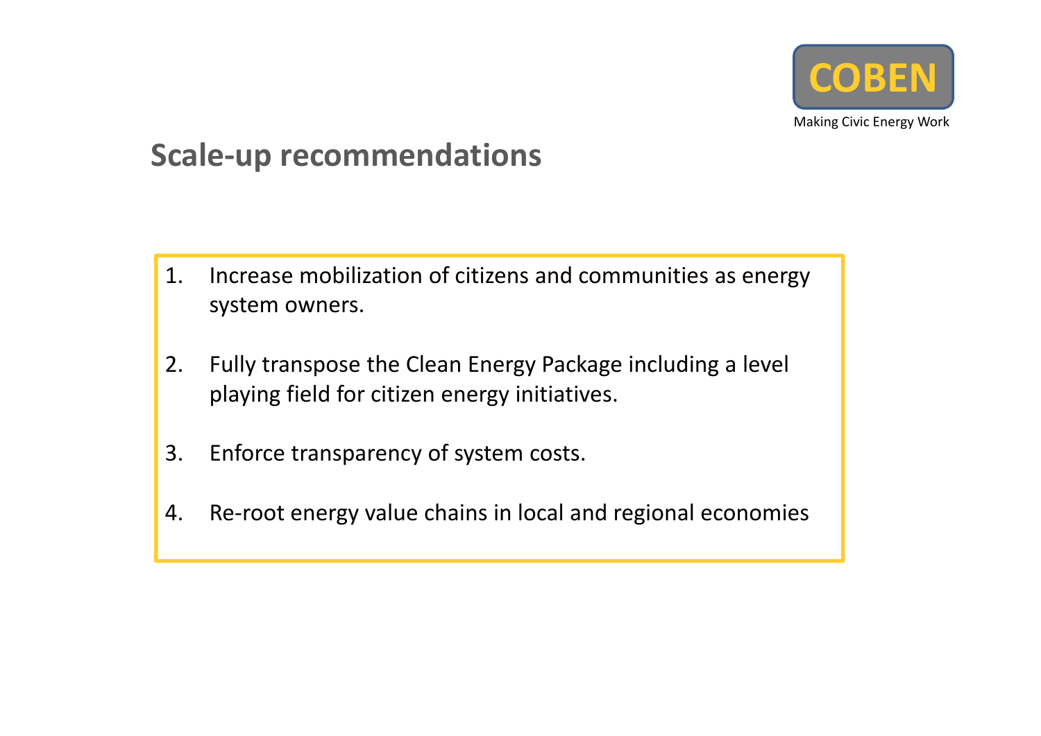COBEN

Making Civic Energy Work

## Scale-up recommendations

1. Increase mobilization of citizens and communities as energy system owners.
2. Fully transpose the Clean Energy Package including a level playing field for citizen energy initiatives.
3. Enforce transparency of system costs.
4. Re-root energy value chains in local and regional economies